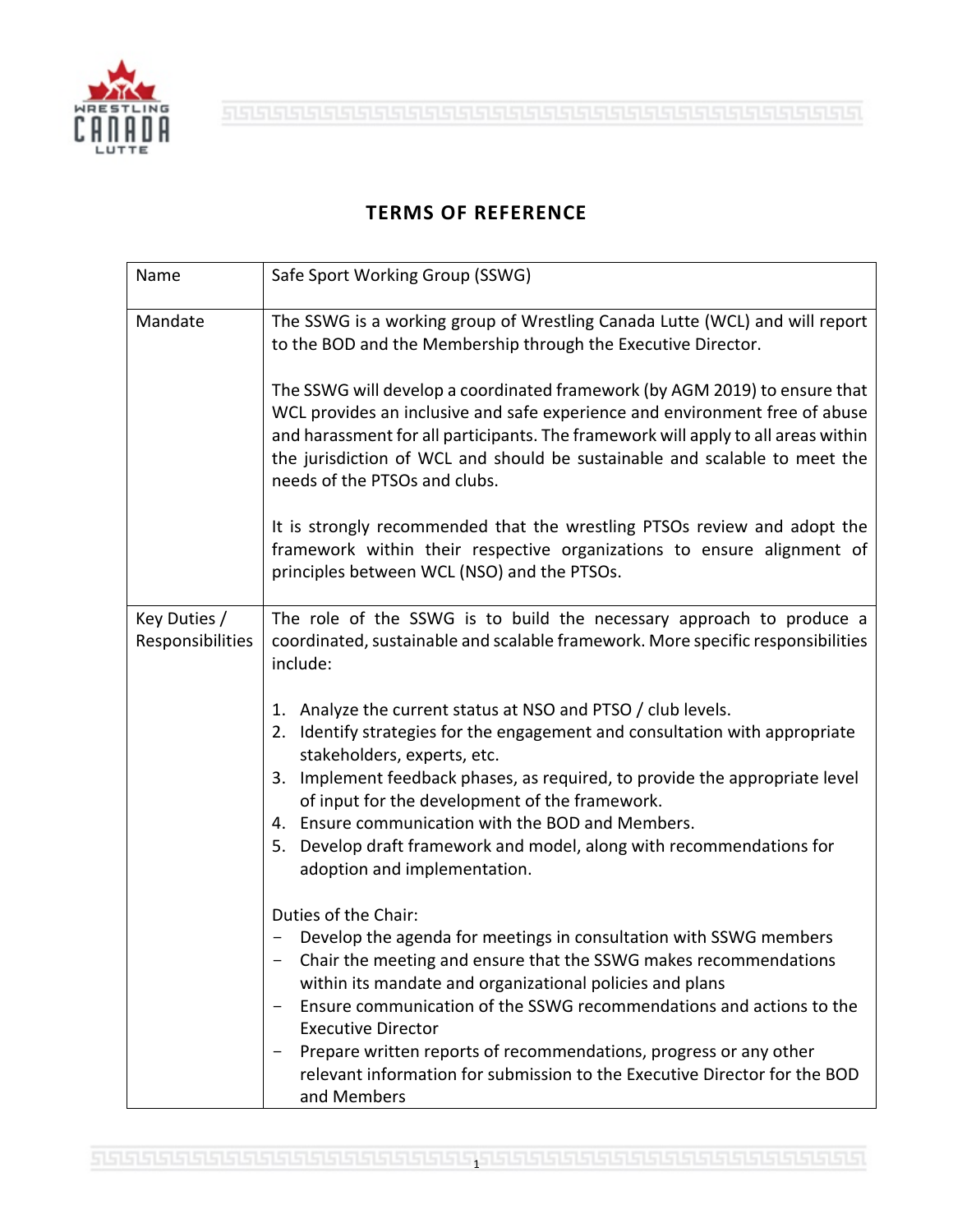# TERMS OF REFERENCE

| Name | Safe Sport Working Group (SSWG) |
| --- | --- |
| Mandate | The SSWG is a working group of Wrestling Canada Lutte (WCL) and will report to the BOD and the Membership through the Executive Director.<br><br>The SSWG will develop a coordinated framework (by AGM 2019) to ensure that WCL provides an inclusive and safe experience and environment free of abuse and harassment for all participants. The framework will apply to all areas within the jurisdiction of WCL and should be sustainable and scalable to meet the needs of the PTSOs and clubs.<br><br>It is strongly recommended that the wrestling PTSOs review and adopt the framework within their respective organizations to ensure alignment of principles between WCL (NSO) and the PTSOs. |
| Key Duties / Responsibilities | The role of the SSWG is to build the necessary approach to produce a coordinated, sustainable and scalable framework. More specific responsibilities include:<br><br>1. Analyze the current status at NSO and PTSO / club levels.<br>2. Identify strategies for the engagement and consultation with appropriate stakeholders, experts, etc.<br>3. Implement feedback phases, as required, to provide the appropriate level of input for the development of the framework.<br>4. Ensure communication with the BOD and Members.<br>5. Develop draft framework and model, along with recommendations for adoption and implementation.<br><br>Duties of the Chair:<br>- Develop the agenda for meetings in consultation with SSWG members<br>- Chair the meeting and ensure that the SSWG makes recommendations within its mandate and organizational policies and plans<br>- Ensure communication of the SSWG recommendations and actions to the Executive Director<br>- Prepare written reports of recommendations, progress or any other relevant information for submission to the Executive Director for the BOD and Members |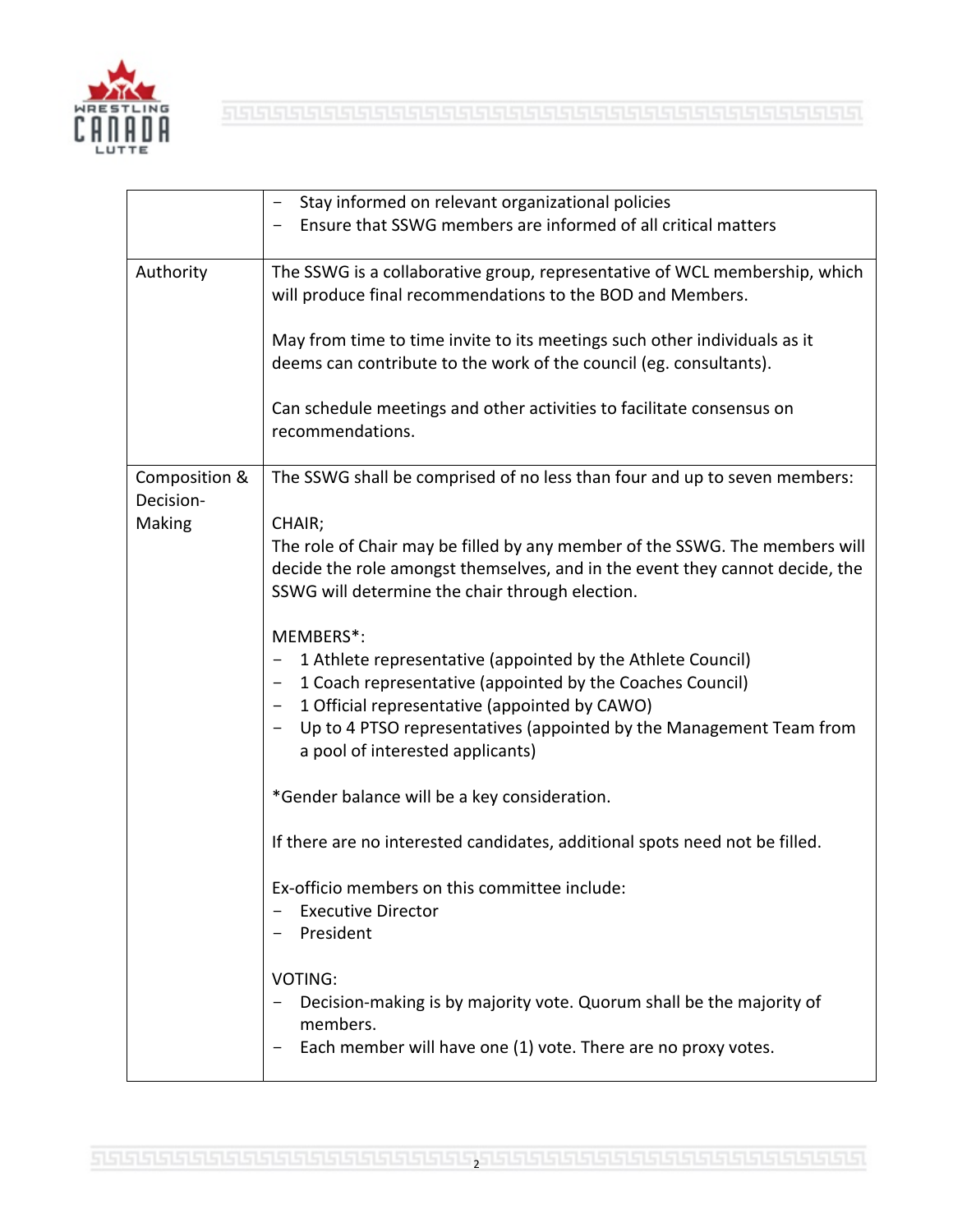| | |
|---|---|
| | - Stay informed on relevant organizational policies<br>- Ensure that SSWG members are informed of all critical matters |
| Authority | The SSWG is a collaborative group, representative of WCL membership, which will produce final recommendations to the BOD and Members.<br><br>May from time to time invite to its meetings such other individuals as it deems can contribute to the work of the council (eg. consultants).<br><br>Can schedule meetings and other activities to facilitate consensus on recommendations. |
| Composition & Decision-Making | The SSWG shall be comprised of no less than four and up to seven members:<br><br>CHAIR;<br>The role of Chair may be filled by any member of the SSWG. The members will decide the role amongst themselves, and in the event they cannot decide, the SSWG will determine the chair through election.<br><br>MEMBERS*:<br>- 1 Athlete representative (appointed by the Athlete Council)<br>- 1 Coach representative (appointed by the Coaches Council)<br>- 1 Official representative (appointed by CAWO)<br>- Up to 4 PTSO representatives (appointed by the Management Team from a pool of interested applicants)<br><br>*Gender balance will be a key consideration.<br><br>If there are no interested candidates, additional spots need not be filled.<br><br>Ex-officio members on this committee include:<br>- Executive Director<br>- President<br><br>VOTING:<br>- Decision-making is by majority vote. Quorum shall be the majority of members.<br>- Each member will have one (1) vote. There are no proxy votes. |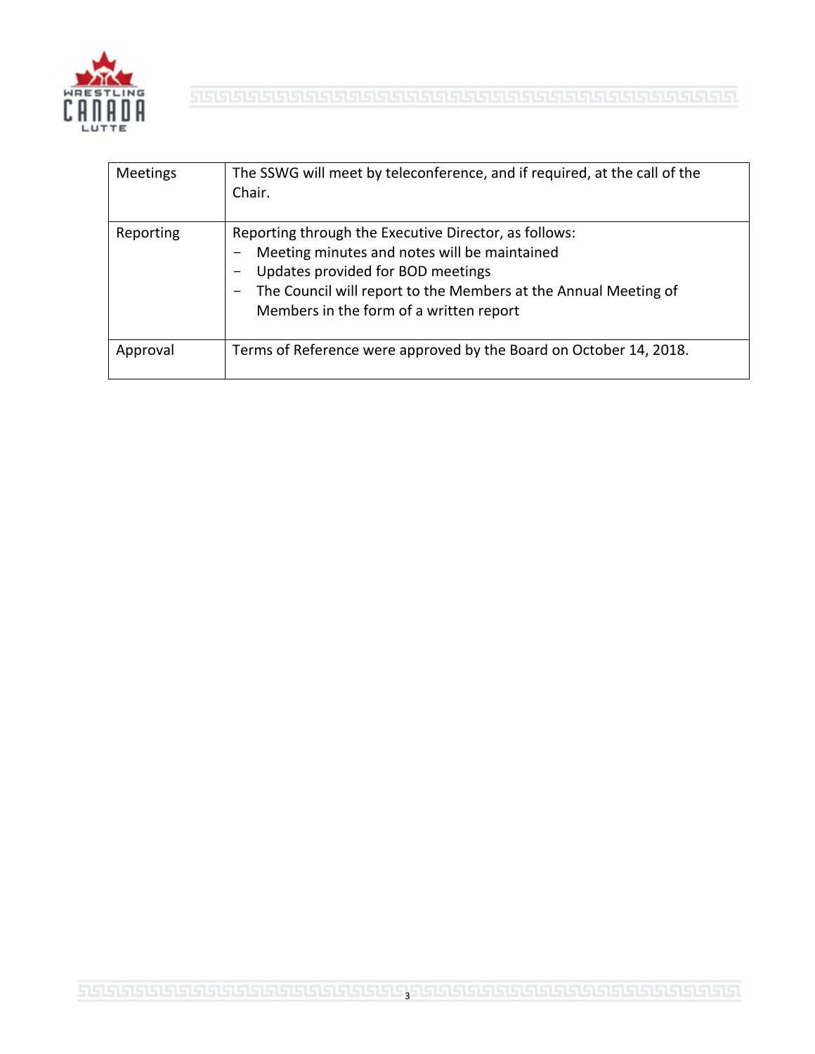| | |
|---|---|
| Meetings | The SSWG will meet by teleconference, and if required, at the call of the Chair. |
| Reporting | Reporting through the Executive Director, as follows:<br>− Meeting minutes and notes will be maintained<br>− Updates provided for BOD meetings<br>− The Council will report to the Members at the Annual Meeting of Members in the form of a written report |
| Approval | Terms of Reference were approved by the Board on October 14, 2018. |